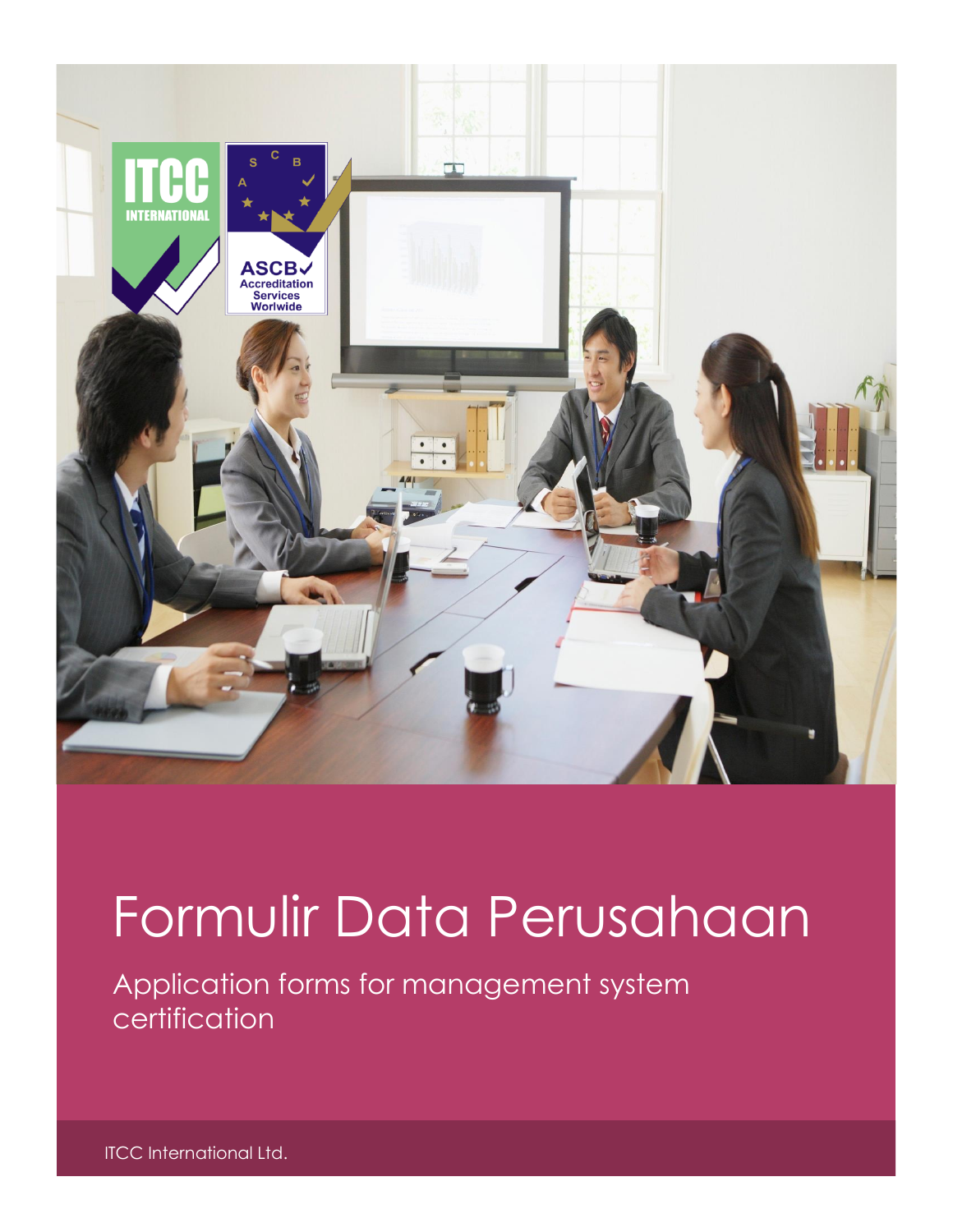# Formulir Data Perusahaan

## Application forms for management system certification

ITCC International Ltd.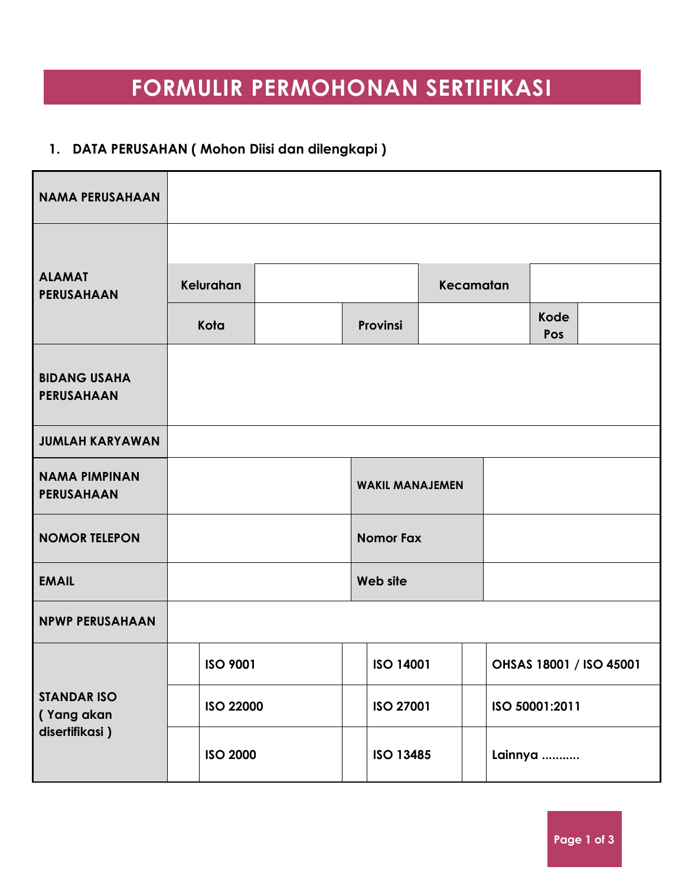# FORMULIR PERMOHONAN SERTIFIKASI

### 1. DATA PERUSAHAAN ( Mohon Diisi dan dilengkapi )

| | | | | | | |
|---|---|---|---|---|---|---|
| **NAMA PERUSAHAAN** | | | | | | |
| **ALAMAT PERUSAHAAN** | | | | | | |
| | **Kelurahan** | | | **Kecamatan** | | |
| | **Kota** | | **Provinsi** | | **Kode Pos** | |
| **BIDANG USAHA PERUSAHAAN** | | | | | | |
| **JUMLAH KARYAWAN** | | | | | | |
| **NAMA PIMPINAN PERUSAHAAN** | | | **WAKIL MANAJEMEN** | | | |
| **NOMOR TELEPON** | | | **Nomor Fax** | | | |
| **EMAIL** | | | **Web site** | | | |
| **NPWP PERUSAHAAN** | | | | | | |
| **STANDAR ISO ( Yang akan disertifikasi )** | | **ISO 9001** | | **ISO 14001** | | **OHSAS 18001 / ISO 45001** |
| | | **ISO 22000** | | **ISO 27001** | | **ISO 50001:2011** |
| | | **ISO 2000** | | **ISO 13485** | | **Lainnya ...........** |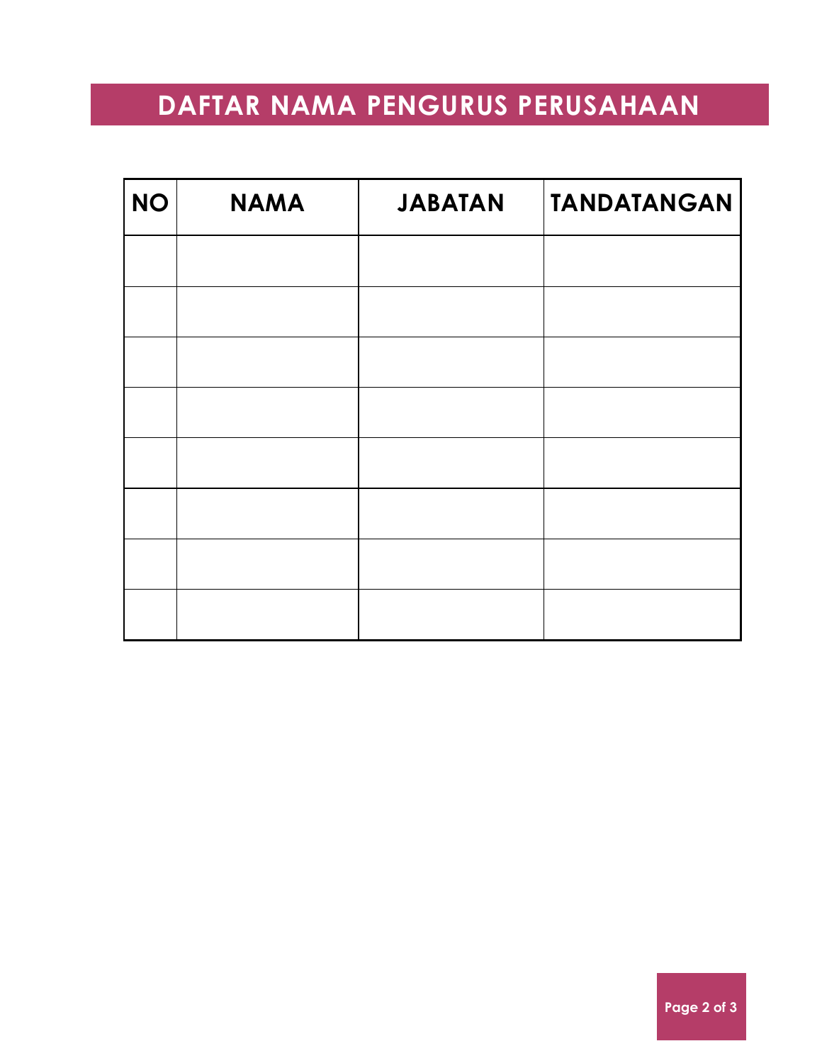# DAFTAR NAMA PENGURUS PERUSAHAAN

| NO | NAMA | JABATAN | TANDATANGAN |
|---|---|---|---|
| | | | |
| | | | |
| | | | |
| | | | |
| | | | |
| | | | |
| | | | |
| | | | |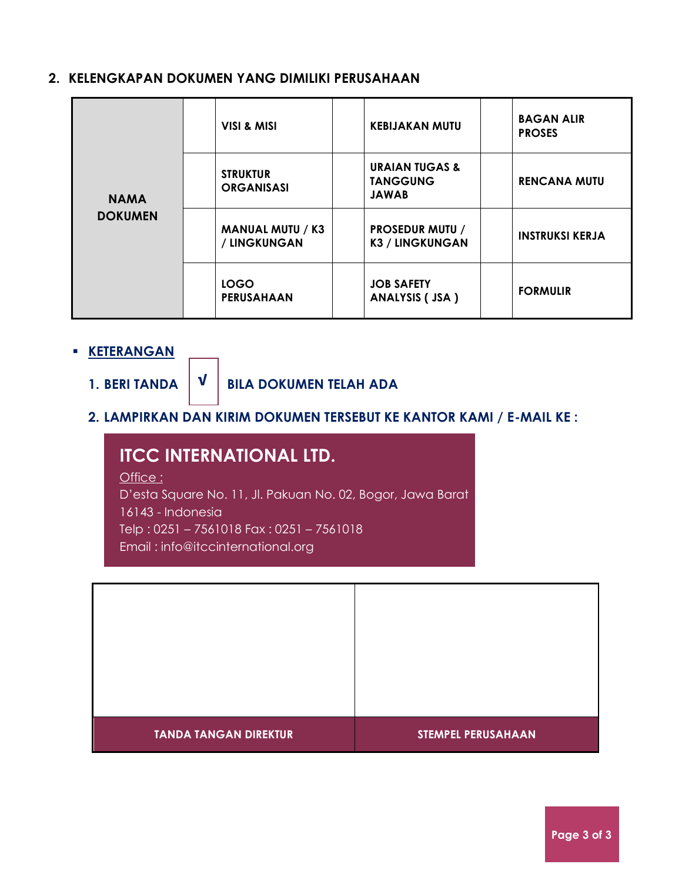## 2. KELENGKAPAN DOKUMEN YANG DIMILIKI PERUSAHAAN

| | | | | | | |
|---|---|---|---|---|---|---|
| **NAMA DOKUMEN** | | **VISI & MISI** | | **KEBIJAKAN MUTU** | | **BAGAN ALIR PROSES** |
| | | **STRUKTUR ORGANISASI** | | **URAIAN TUGAS & TANGGUNG JAWAB** | | **RENCANA MUTU** |
| | | **MANUAL MUTU / K3 / LINGKUNGAN** | | **PROSEDUR MUTU / K3 / LINGKUNGAN** | | **INSTRUKSI KERJA** |
| | | **LOGO PERUSAHAAN** | | **JOB SAFETY ANALYSIS ( JSA )** | | **FORMULIR** |

- **KETERANGAN**

  **1. BERI TANDA √ BILA DOKUMEN TELAH ADA**

  **2. LAMPIRKAN DAN KIRIM DOKUMEN TERSEBUT KE KANTOR KAMI / E-MAIL KE :**

**ITCC INTERNATIONAL LTD.**
Office :
D'esta Square No. 11, Jl. Pakuan No. 02, Bogor, Jawa Barat 16143 - Indonesia
Telp : 0251 – 7561018 Fax : 0251 – 7561018
Email : info@itccinternational.org

| | |
|---|---|
| | |
| **TANDA TANGAN DIREKTUR** | **STEMPEL PERUSAHAAN** |